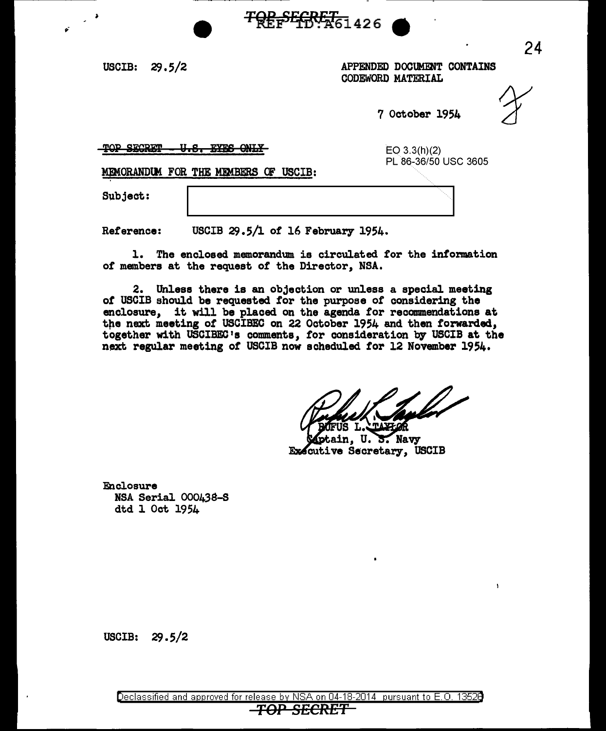TOP SECRET
REF ID:A61426

USCIB: 29.5/2

APPENDED DOCUMENT CONTAINS CODEWORD MATERIAL

7 October 1954

~~TOP SECRET - U.S. EYES ONLY~~

EO 3.3(h)(2)
PL 86-36/50 USC 3605

MEMORANDUM FOR THE MEMBERS OF USCIB:

Subject: [redacted]

Reference: USCIB 29.5/1 of 16 February 1954.

1. The enclosed memorandum is circulated for the information of members at the request of the Director, NSA.

2. Unless there is an objection or unless a special meeting of USCIB should be requested for the purpose of considering the enclosure, it will be placed on the agenda for recommendations at the next meeting of USCIBEC on 22 October 1954 and then forwarded, together with USCIBEC's comments, for consideration by USCIB at the next regular meeting of USCIB now scheduled for 12 November 1954.

RUFUS L. TAYLOR
Captain, U. S. Navy
Executive Secretary, USCIB

Enclosure
NSA Serial 000438-S
dtd 1 Oct 1954

USCIB: 29.5/2

Declassified and approved for release by NSA on 04-18-2014 pursuant to E.O. 13526

TOP SECRET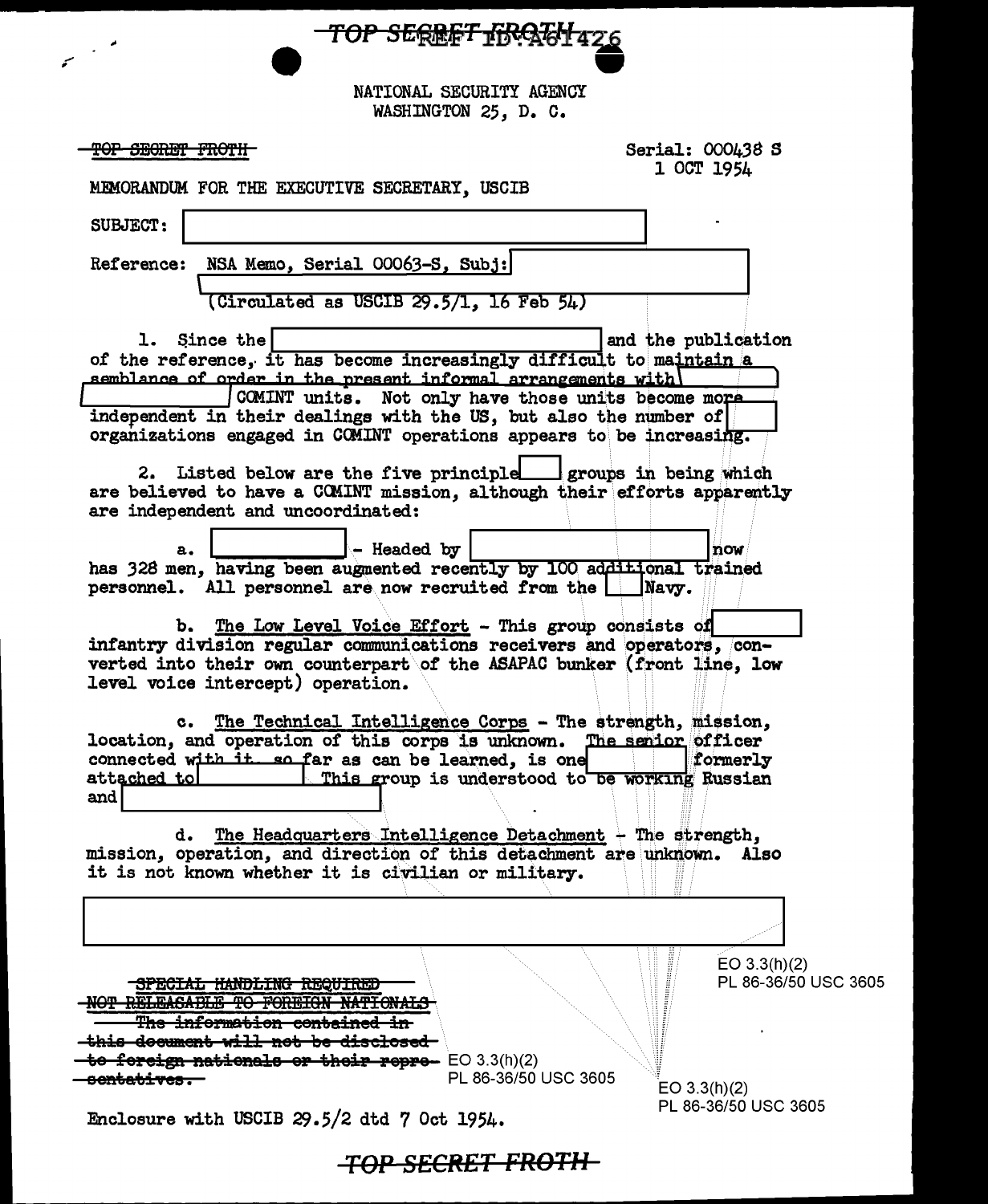TOP SECRET FROTH

NATIONAL SECURITY AGENCY
WASHINGTON 25, D. C.

~~TOP SECRET FROTH~~

Serial: 000438 S
1 OCT 1954

MEMORANDUM FOR THE EXECUTIVE SECRETARY, USCIB

SUBJECT: [REDACTED]

Reference: NSA Memo, Serial 00063-S, Subj: [REDACTED] (Circulated as USCIB 29.5/1, 16 Feb 54)

1. Since the [REDACTED] and the publication of the reference, it has become increasingly difficult to maintain a semblance of order in the present informal arrangements with [REDACTED] COMINT units. Not only have those units become more independent in their dealings with the US, but also the number of [REDACTED] organizations engaged in COMINT operations appears to be increasing.

2. Listed below are the five principle [REDACTED] groups in being which are believed to have a COMINT mission, although their efforts apparently are independent and uncoordinated:

a. [REDACTED] - Headed by [REDACTED] now has 328 men, having been augmented recently by 100 additional trained personnel. All personnel are now recruited from the [REDACTED] Navy.

b. The Low Level Voice Effort - This group consists of [REDACTED] infantry division regular communications receivers and operators, converted into their own counterpart of the ASAPAC bunker (front line, low level voice intercept) operation.

c. The Technical Intelligence Corps - The strength, mission, location, and operation of this corps is unknown. The senior officer connected with it, so far as can be learned, is one [REDACTED] formerly attached to [REDACTED]. This group is understood to be working Russian and [REDACTED]

d. The Headquarters Intelligence Detachment - The strength, mission, operation, and direction of this detachment are unknown. Also it is not known whether it is civilian or military.

[REDACTED]

EO 3.3(h)(2)
PL 86-36/50 USC 3605

~~SPECIAL HANDLING REQUIRED~~
~~NOT RELEASABLE TO FOREIGN NATIONALS~~
~~The information contained in this document will not be disclosed to foreign nationals or their representatives.~~

EO 3.3(h)(2)
PL 86-36/50 USC 3605

EO 3.3(h)(2)
PL 86-36/50 USC 3605

Enclosure with USCIB 29.5/2 dtd 7 Oct 1954.

~~TOP SECRET FROTH~~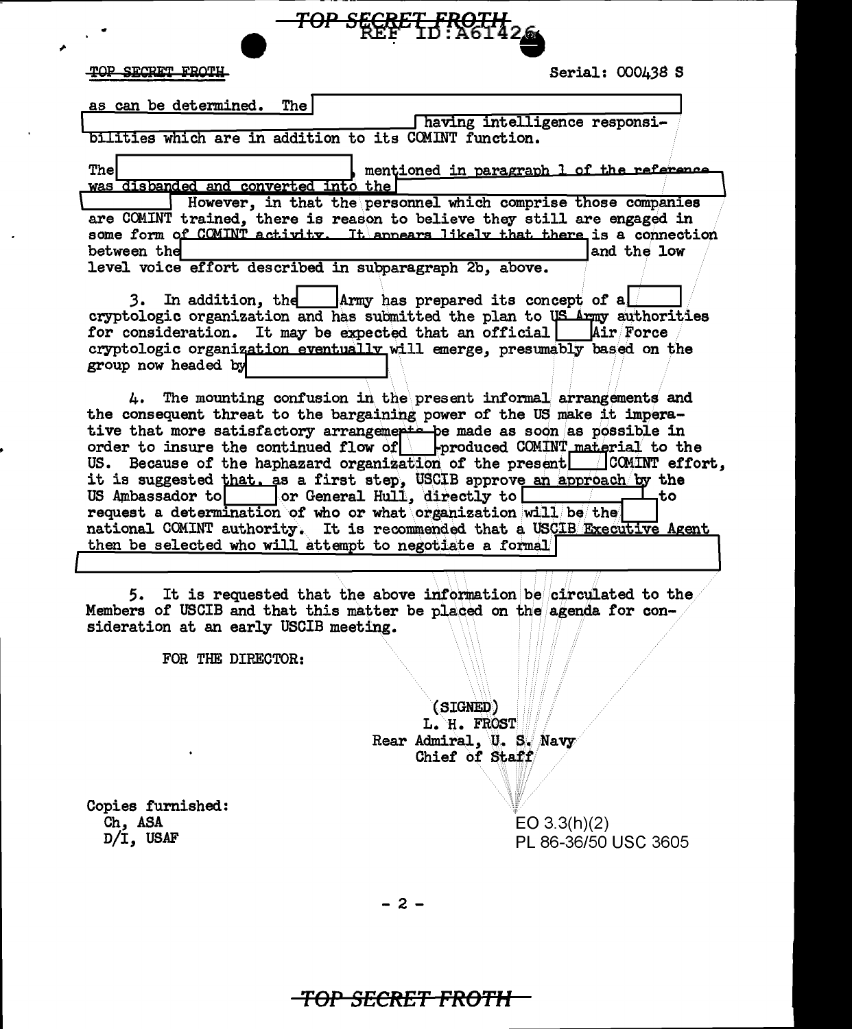TOP SECRET FROTH

REF ID:A61426

TOP SECRET FROTH

Serial: 000438 S

as can be determined. The [REDACTED] having intelligence responsibilities which are in addition to its COMINT function.

The [REDACTED], mentioned in paragraph 1 of the reference was disbanded and converted into the [REDACTED] However, in that the personnel which comprise those companies are COMINT trained, there is reason to believe they still are engaged in some form of COMINT activity. It appears likely that there is a connection between the [REDACTED] and the low level voice effort described in subparagraph 2b, above.

3. In addition, the [REDACTED] Army has prepared its concept of a [REDACTED] cryptologic organization and has submitted the plan to US Army authorities for consideration. It may be expected that an official [REDACTED] Air Force cryptologic organization eventually will emerge, presumably based on the group now headed by [REDACTED]

4. The mounting confusion in the present informal arrangements and the consequent threat to the bargaining power of the US make it imperative that more satisfactory arrangements be made as soon as possible in order to insure the continued flow of [REDACTED]-produced COMINT material to the US. Because of the haphazard organization of the present [REDACTED] COMINT effort, it is suggested that, as a first step, USCIB approve an approach by the US Ambassador to [REDACTED] or General Hull, directly to [REDACTED] to request a determination of who or what organization will be the [REDACTED] national COMINT authority. It is recommended that a USCIB Executive Agent then be selected who will attempt to negotiate a formal [REDACTED]

5. It is requested that the above information be circulated to the Members of USCIB and that this matter be placed on the agenda for consideration at an early USCIB meeting.

FOR THE DIRECTOR:

(SIGNED)
L. H. FROST
Rear Admiral, U. S. Navy
Chief of Staff

Copies furnished:
Ch, ASA
D/I, USAF

EO 3.3(h)(2)
PL 86-36/50 USC 3605

TOP SECRET FROTH